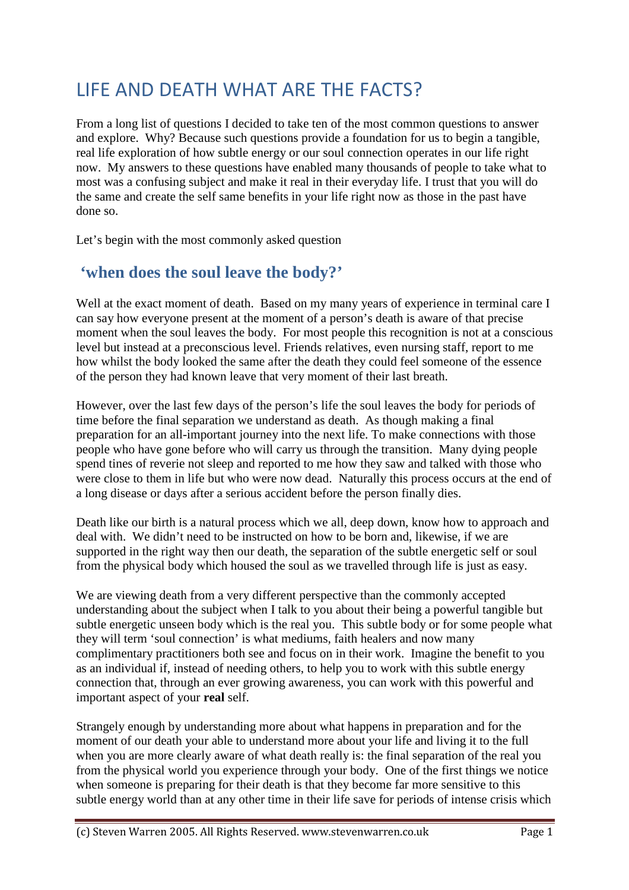# LIFE AND DEATH WHAT ARE THE FACTS?

From a long list of questions I decided to take ten of the most common questions to answer and explore. Why? Because such questions provide a foundation for us to begin a tangible, real life exploration of how subtle energy or our soul connection operates in our life right now. My answers to these questions have enabled many thousands of people to take what to most was a confusing subject and make it real in their everyday life. I trust that you will do the same and create the self same benefits in your life right now as those in the past have done so.

Let's begin with the most commonly asked question

## 'when does the soul leave the body?'

Well at the exact moment of death. Based on my many years of experience in terminal care I can say how everyone present at the moment of a person's death is aware of that precise moment when the soul leaves the body. For most people this recognition is not at a conscious level but instead at a preconscious level. Friends relatives, even nursing staff, report to me how whilst the body looked the same after the death they could feel someone of the essence of the person they had known leave that very moment of their last breath.

However, over the last few days of the person's life the soul leaves the body for periods of time before the final separation we understand as death. As though making a final preparation for an all-important journey into the next life. To make connections with those people who have gone before who will carry us through the transition. Many dying people spend tines of reverie not sleep and reported to me how they saw and talked with those who were close to them in life but who were now dead. Naturally this process occurs at the end of a long disease or days after a serious accident before the person finally dies.

Death like our birth is a natural process which we all, deep down, know how to approach and deal with. We didn't need to be instructed on how to be born and, likewise, if we are supported in the right way then our death, the separation of the subtle energetic self or soul from the physical body which housed the soul as we travelled through life is just as easy.

We are viewing death from a very different perspective than the commonly accepted understanding about the subject when I talk to you about their being a powerful tangible but subtle energetic unseen body which is the real you. This subtle body or for some people what they will term 'soul connection' is what mediums, faith healers and now many complimentary practitioners both see and focus on in their work. Imagine the benefit to you as an individual if, instead of needing others, to help you to work with this subtle energy connection that, through an ever growing awareness, you can work with this powerful and important aspect of your **real** self.

Strangely enough by understanding more about what happens in preparation and for the moment of our death your able to understand more about your life and living it to the full when you are more clearly aware of what death really is: the final separation of the real you from the physical world you experience through your body. One of the first things we notice when someone is preparing for their death is that they become far more sensitive to this subtle energy world than at any other time in their life save for periods of intense crisis which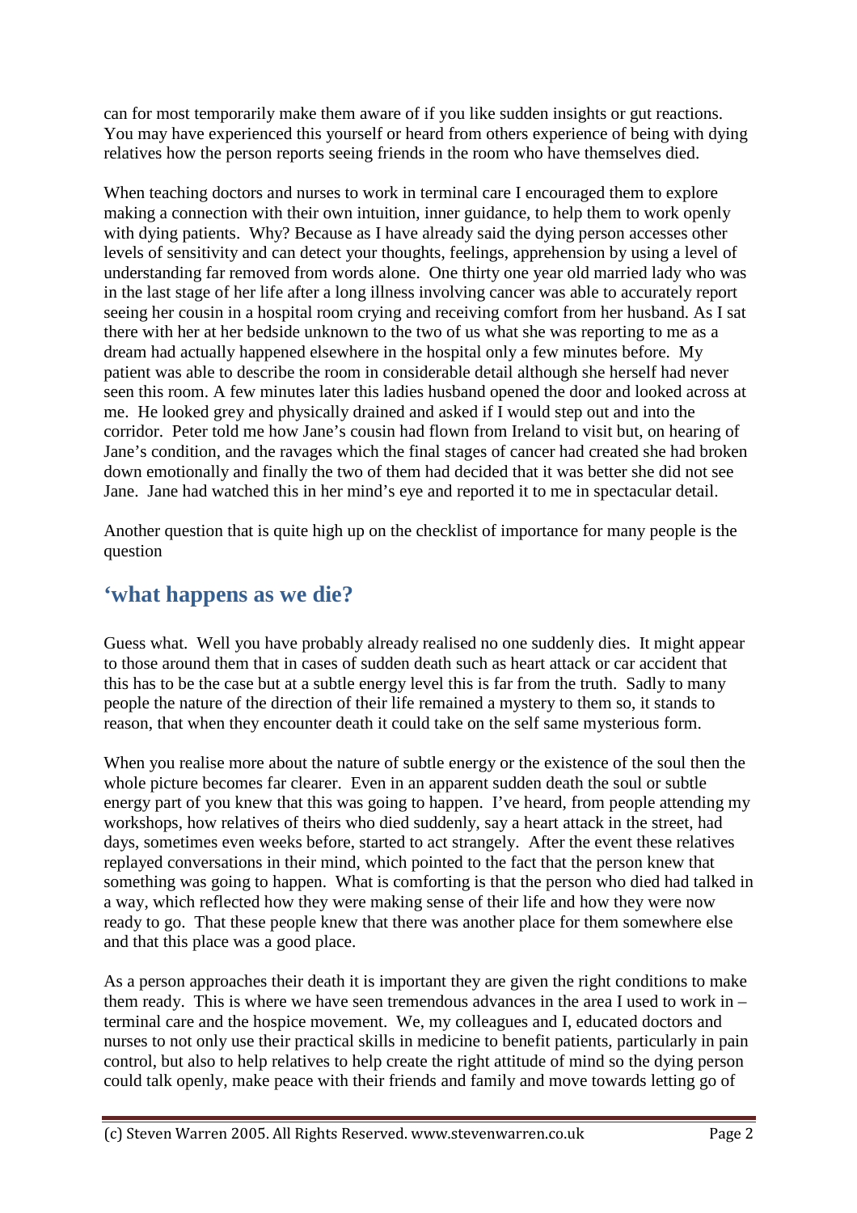can for most temporarily make them aware of if you like sudden insights or gut reactions. You may have experienced this yourself or heard from others experience of being with dying relatives how the person reports seeing friends in the room who have themselves died.

When teaching doctors and nurses to work in terminal care I encouraged them to explore making a connection with their own intuition, inner guidance, to help them to work openly with dying patients. Why? Because as I have already said the dying person accesses other levels of sensitivity and can detect your thoughts, feelings, apprehension by using a level of understanding far removed from words alone. One thirty one year old married lady who was in the last stage of her life after a long illness involving cancer was able to accurately report seeing her cousin in a hospital room crying and receiving comfort from her husband. As I sat there with her at her bedside unknown to the two of us what she was reporting to me as a dream had actually happened elsewhere in the hospital only a few minutes before. My patient was able to describe the room in considerable detail although she herself had never seen this room. A few minutes later this ladies husband opened the door and looked across at me. He looked grey and physically drained and asked if I would step out and into the corridor. Peter told me how Jane's cousin had flown from Ireland to visit but, on hearing of Jane's condition, and the ravages which the final stages of cancer had created she had broken down emotionally and finally the two of them had decided that it was better she did not see Jane. Jane had watched this in her mind's eye and reported it to me in spectacular detail.

Another question that is quite high up on the checklist of importance for many people is the question

## 'what happens as we die?

Guess what. Well you have probably already realised no one suddenly dies. It might appear to those around them that in cases of sudden death such as heart attack or car accident that this has to be the case but at a subtle energy level this is far from the truth. Sadly to many people the nature of the direction of their life remained a mystery to them so, it stands to reason, that when they encounter death it could take on the self same mysterious form.

When you realise more about the nature of subtle energy or the existence of the soul then the whole picture becomes far clearer. Even in an apparent sudden death the soul or subtle energy part of you knew that this was going to happen. I've heard, from people attending my workshops, how relatives of theirs who died suddenly, say a heart attack in the street, had days, sometimes even weeks before, started to act strangely. After the event these relatives replayed conversations in their mind, which pointed to the fact that the person knew that something was going to happen. What is comforting is that the person who died had talked in a way, which reflected how they were making sense of their life and how they were now ready to go. That these people knew that there was another place for them somewhere else and that this place was a good place.

As a person approaches their death it is important they are given the right conditions to make them ready. This is where we have seen tremendous advances in the area I used to work in – terminal care and the hospice movement. We, my colleagues and I, educated doctors and nurses to not only use their practical skills in medicine to benefit patients, particularly in pain control, but also to help relatives to help create the right attitude of mind so the dying person could talk openly, make peace with their friends and family and move towards letting go of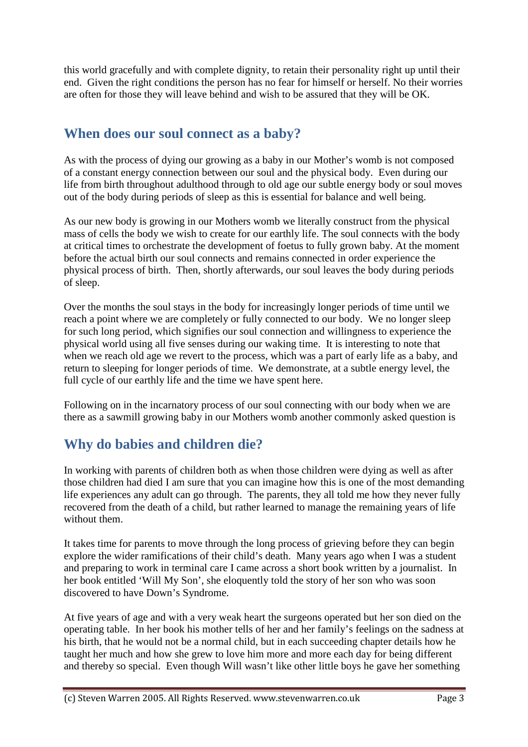this world gracefully and with complete dignity, to retain their personality right up until their end. Given the right conditions the person has no fear for himself or herself. No their worries are often for those they will leave behind and wish to be assured that they will be OK.

## When does our soul connect as a baby?

As with the process of dying our growing as a baby in our Mother's womb is not composed of a constant energy connection between our soul and the physical body. Even during our life from birth throughout adulthood through to old age our subtle energy body or soul moves out of the body during periods of sleep as this is essential for balance and well being.

As our new body is growing in our Mothers womb we literally construct from the physical mass of cells the body we wish to create for our earthly life. The soul connects with the body at critical times to orchestrate the development of foetus to fully grown baby. At the moment before the actual birth our soul connects and remains connected in order experience the physical process of birth. Then, shortly afterwards, our soul leaves the body during periods of sleep.

Over the months the soul stays in the body for increasingly longer periods of time until we reach a point where we are completely or fully connected to our body. We no longer sleep for such long period, which signifies our soul connection and willingness to experience the physical world using all five senses during our waking time. It is interesting to note that when we reach old age we revert to the process, which was a part of early life as a baby, and return to sleeping for longer periods of time. We demonstrate, at a subtle energy level, the full cycle of our earthly life and the time we have spent here.

Following on in the incarnatory process of our soul connecting with our body when we are there as a sawmill growing baby in our Mothers womb another commonly asked question is

## Why do babies and children die?

In working with parents of children both as when those children were dying as well as after those children had died I am sure that you can imagine how this is one of the most demanding life experiences any adult can go through. The parents, they all told me how they never fully recovered from the death of a child, but rather learned to manage the remaining years of life without them.

It takes time for parents to move through the long process of grieving before they can begin explore the wider ramifications of their child's death. Many years ago when I was a student and preparing to work in terminal care I came across a short book written by a journalist. In her book entitled 'Will My Son', she eloquently told the story of her son who was soon discovered to have Down's Syndrome.

At five years of age and with a very weak heart the surgeons operated but her son died on the operating table. In her book his mother tells of her and her family's feelings on the sadness at his birth, that he would not be a normal child, but in each succeeding chapter details how he taught her much and how she grew to love him more and more each day for being different and thereby so special. Even though Will wasn't like other little boys he gave her something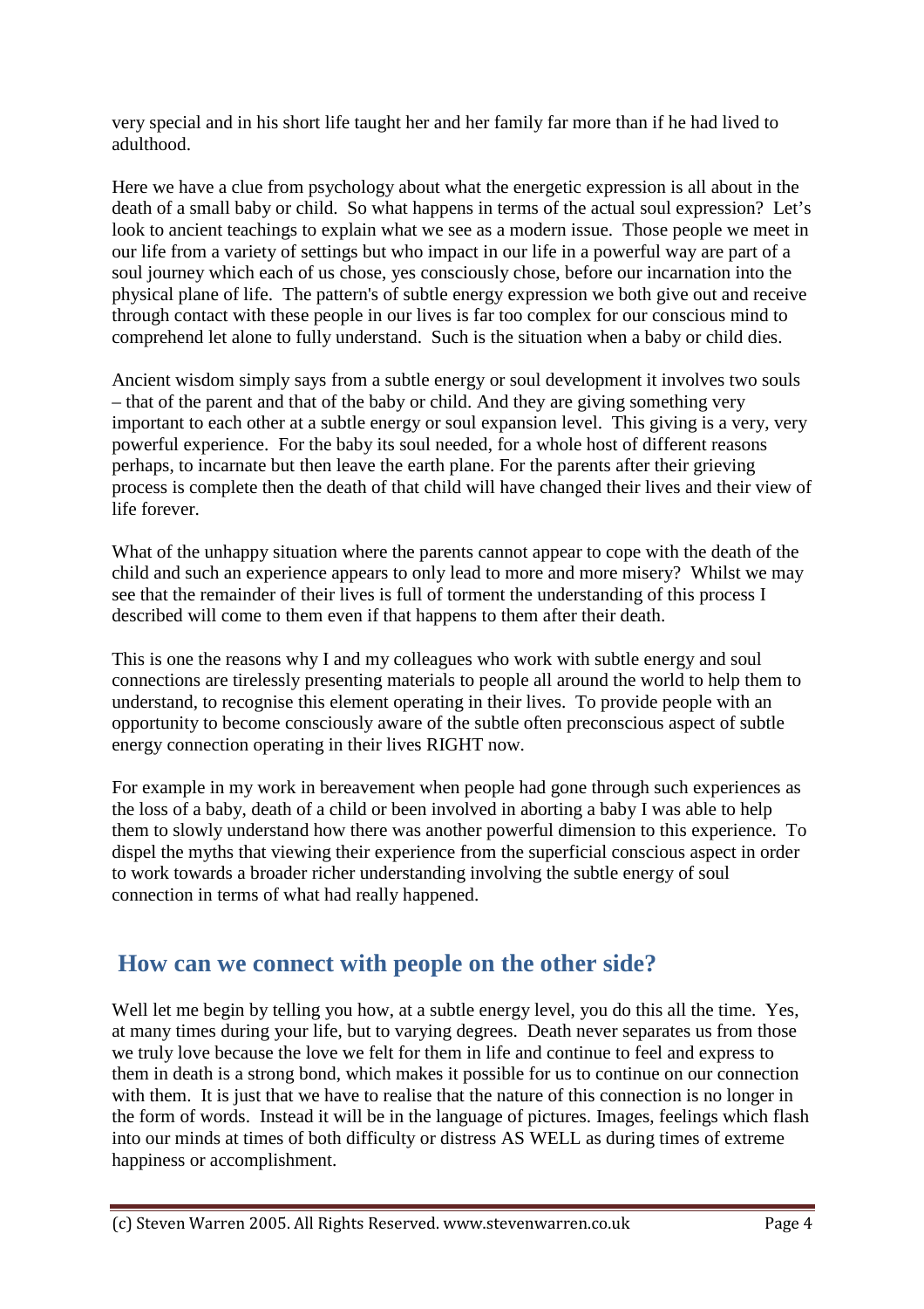very special and in his short life taught her and her family far more than if he had lived to adulthood.

Here we have a clue from psychology about what the energetic expression is all about in the death of a small baby or child. So what happens in terms of the actual soul expression? Let's look to ancient teachings to explain what we see as a modern issue. Those people we meet in our life from a variety of settings but who impact in our life in a powerful way are part of a soul journey which each of us chose, yes consciously chose, before our incarnation into the physical plane of life. The pattern's of subtle energy expression we both give out and receive through contact with these people in our lives is far too complex for our conscious mind to comprehend let alone to fully understand. Such is the situation when a baby or child dies.

Ancient wisdom simply says from a subtle energy or soul development it involves two souls – that of the parent and that of the baby or child. And they are giving something very important to each other at a subtle energy or soul expansion level. This giving is a very, very powerful experience. For the baby its soul needed, for a whole host of different reasons perhaps, to incarnate but then leave the earth plane. For the parents after their grieving process is complete then the death of that child will have changed their lives and their view of life forever.

What of the unhappy situation where the parents cannot appear to cope with the death of the child and such an experience appears to only lead to more and more misery? Whilst we may see that the remainder of their lives is full of torment the understanding of this process I described will come to them even if that happens to them after their death.

This is one the reasons why I and my colleagues who work with subtle energy and soul connections are tirelessly presenting materials to people all around the world to help them to understand, to recognise this element operating in their lives. To provide people with an opportunity to become consciously aware of the subtle often preconscious aspect of subtle energy connection operating in their lives RIGHT now.

For example in my work in bereavement when people had gone through such experiences as the loss of a baby, death of a child or been involved in aborting a baby I was able to help them to slowly understand how there was another powerful dimension to this experience. To dispel the myths that viewing their experience from the superficial conscious aspect in order to work towards a broader richer understanding involving the subtle energy of soul connection in terms of what had really happened.

## How can we connect with people on the other side?

Well let me begin by telling you how, at a subtle energy level, you do this all the time. Yes, at many times during your life, but to varying degrees. Death never separates us from those we truly love because the love we felt for them in life and continue to feel and express to them in death is a strong bond, which makes it possible for us to continue on our connection with them. It is just that we have to realise that the nature of this connection is no longer in the form of words. Instead it will be in the language of pictures. Images, feelings which flash into our minds at times of both difficulty or distress AS WELL as during times of extreme happiness or accomplishment.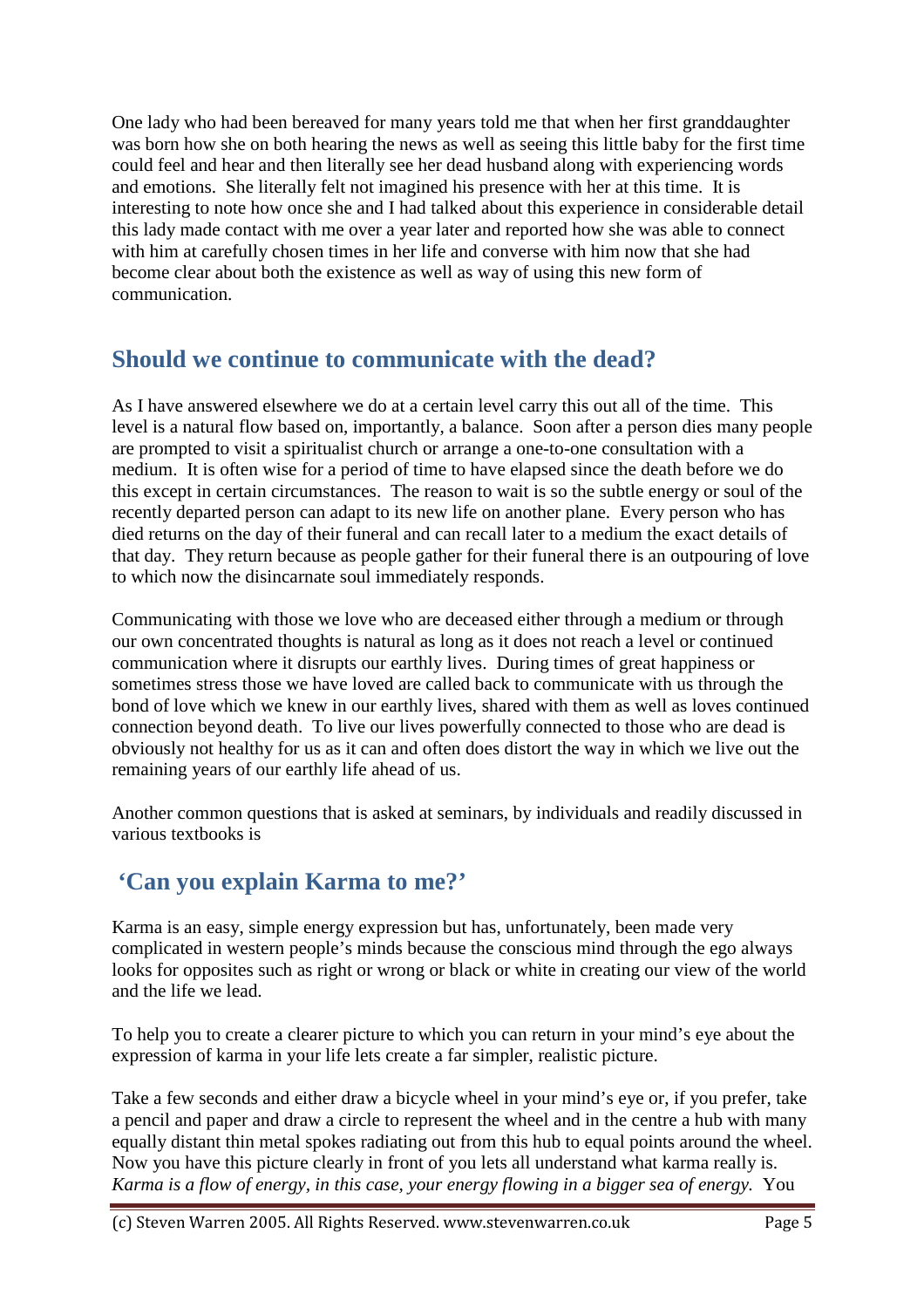One lady who had been bereaved for many years told me that when her first granddaughter was born how she on both hearing the news as well as seeing this little baby for the first time could feel and hear and then literally see her dead husband along with experiencing words and emotions. She literally felt not imagined his presence with her at this time. It is interesting to note how once she and I had talked about this experience in considerable detail this lady made contact with me over a year later and reported how she was able to connect with him at carefully chosen times in her life and converse with him now that she had become clear about both the existence as well as way of using this new form of communication.

## Should we continue to communicate with the dead?

As I have answered elsewhere we do at a certain level carry this out all of the time. This level is a natural flow based on, importantly, a balance. Soon after a person dies many people are prompted to visit a spiritualist church or arrange a one-to-one consultation with a medium. It is often wise for a period of time to have elapsed since the death before we do this except in certain circumstances. The reason to wait is so the subtle energy or soul of the recently departed person can adapt to its new life on another plane. Every person who has died returns on the day of their funeral and can recall later to a medium the exact details of that day. They return because as people gather for their funeral there is an outpouring of love to which now the disincarnate soul immediately responds.

Communicating with those we love who are deceased either through a medium or through our own concentrated thoughts is natural as long as it does not reach a level or continued communication where it disrupts our earthly lives. During times of great happiness or sometimes stress those we have loved are called back to communicate with us through the bond of love which we knew in our earthly lives, shared with them as well as loves continued connection beyond death. To live our lives powerfully connected to those who are dead is obviously not healthy for us as it can and often does distort the way in which we live out the remaining years of our earthly life ahead of us.

Another common questions that is asked at seminars, by individuals and readily discussed in various textbooks is

## 'Can you explain Karma to me?'

Karma is an easy, simple energy expression but has, unfortunately, been made very complicated in western people's minds because the conscious mind through the ego always looks for opposites such as right or wrong or black or white in creating our view of the world and the life we lead.

To help you to create a clearer picture to which you can return in your mind's eye about the expression of karma in your life lets create a far simpler, realistic picture.

Take a few seconds and either draw a bicycle wheel in your mind's eye or, if you prefer, take a pencil and paper and draw a circle to represent the wheel and in the centre a hub with many equally distant thin metal spokes radiating out from this hub to equal points around the wheel. Now you have this picture clearly in front of you lets all understand what karma really is. *Karma is a flow of energy, in this case, your energy flowing in a bigger sea of energy.* You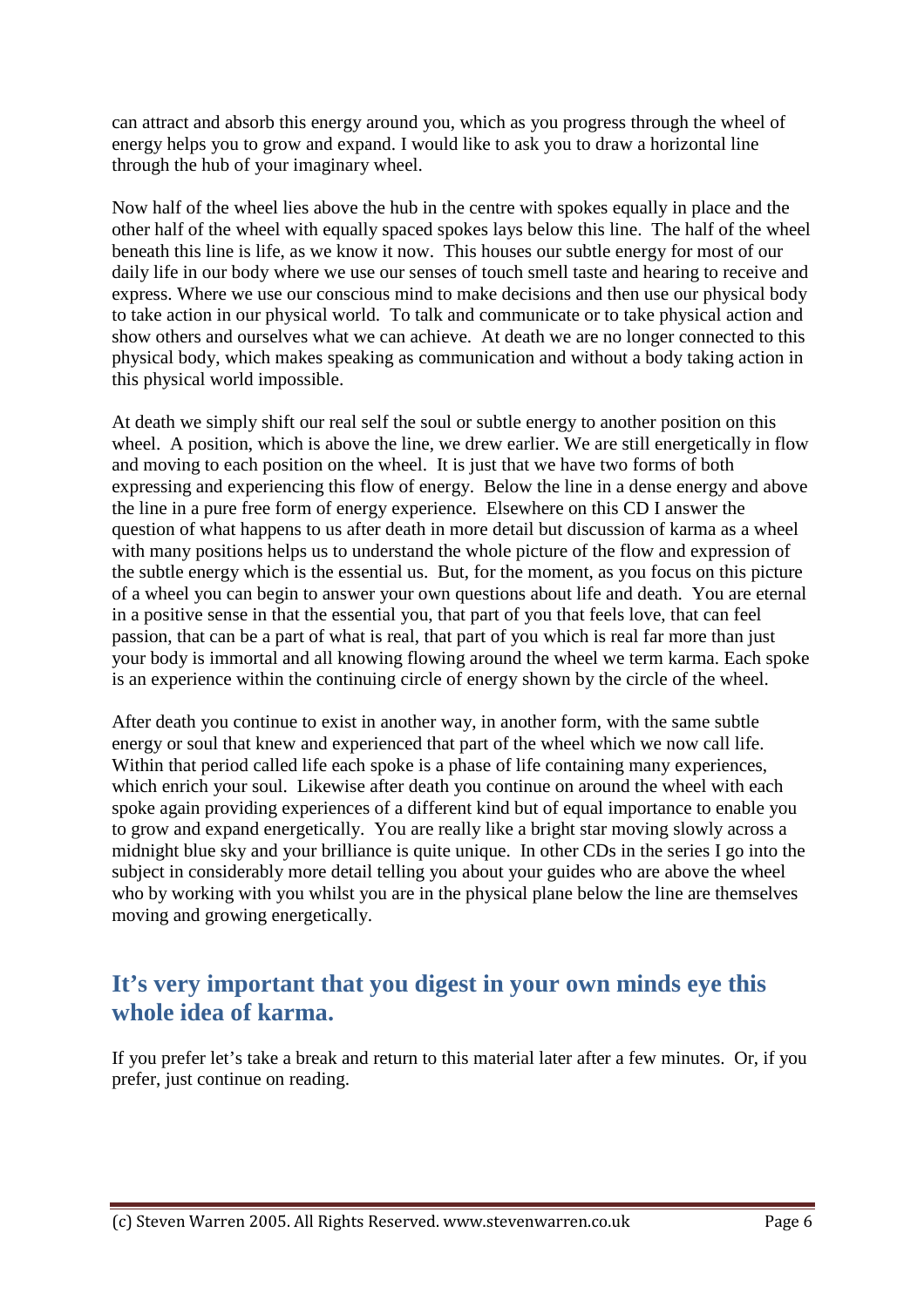can attract and absorb this energy around you, which as you progress through the wheel of energy helps you to grow and expand. I would like to ask you to draw a horizontal line through the hub of your imaginary wheel.

Now half of the wheel lies above the hub in the centre with spokes equally in place and the other half of the wheel with equally spaced spokes lays below this line. The half of the wheel beneath this line is life, as we know it now. This houses our subtle energy for most of our daily life in our body where we use our senses of touch smell taste and hearing to receive and express. Where we use our conscious mind to make decisions and then use our physical body to take action in our physical world. To talk and communicate or to take physical action and show others and ourselves what we can achieve. At death we are no longer connected to this physical body, which makes speaking as communication and without a body taking action in this physical world impossible.

At death we simply shift our real self the soul or subtle energy to another position on this wheel. A position, which is above the line, we drew earlier. We are still energetically in flow and moving to each position on the wheel. It is just that we have two forms of both expressing and experiencing this flow of energy. Below the line in a dense energy and above the line in a pure free form of energy experience. Elsewhere on this CD I answer the question of what happens to us after death in more detail but discussion of karma as a wheel with many positions helps us to understand the whole picture of the flow and expression of the subtle energy which is the essential us. But, for the moment, as you focus on this picture of a wheel you can begin to answer your own questions about life and death. You are eternal in a positive sense in that the essential you, that part of you that feels love, that can feel passion, that can be a part of what is real, that part of you which is real far more than just your body is immortal and all knowing flowing around the wheel we term karma. Each spoke is an experience within the continuing circle of energy shown by the circle of the wheel.

After death you continue to exist in another way, in another form, with the same subtle energy or soul that knew and experienced that part of the wheel which we now call life. Within that period called life each spoke is a phase of life containing many experiences, which enrich your soul. Likewise after death you continue on around the wheel with each spoke again providing experiences of a different kind but of equal importance to enable you to grow and expand energetically. You are really like a bright star moving slowly across a midnight blue sky and your brilliance is quite unique. In other CDs in the series I go into the subject in considerably more detail telling you about your guides who are above the wheel who by working with you whilst you are in the physical plane below the line are themselves moving and growing energetically.

## It's very important that you digest in your own minds eye this whole idea of karma.

If you prefer let's take a break and return to this material later after a few minutes. Or, if you prefer, just continue on reading.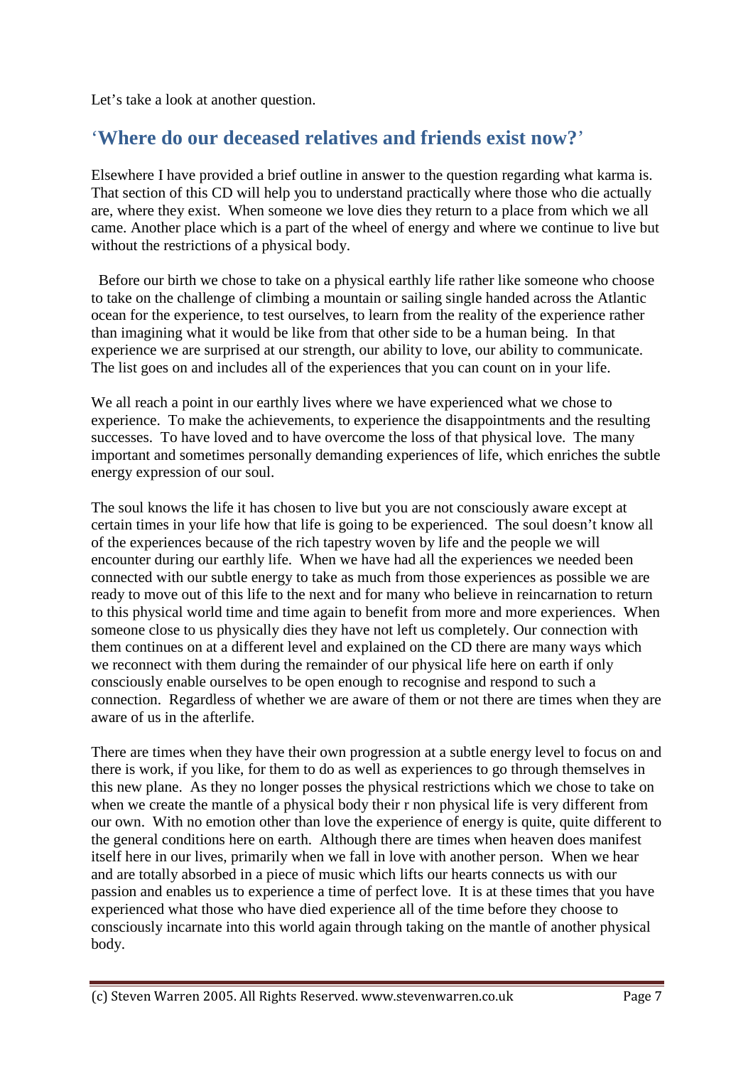Let's take a look at another question.

## 'Where do our deceased relatives and friends exist now?'

Elsewhere I have provided a brief outline in answer to the question regarding what karma is. That section of this CD will help you to understand practically where those who die actually are, where they exist. When someone we love dies they return to a place from which we all came. Another place which is a part of the wheel of energy and where we continue to live but without the restrictions of a physical body.

Before our birth we chose to take on a physical earthly life rather like someone who choose to take on the challenge of climbing a mountain or sailing single handed across the Atlantic ocean for the experience, to test ourselves, to learn from the reality of the experience rather than imagining what it would be like from that other side to be a human being. In that experience we are surprised at our strength, our ability to love, our ability to communicate. The list goes on and includes all of the experiences that you can count on in your life.

We all reach a point in our earthly lives where we have experienced what we chose to experience. To make the achievements, to experience the disappointments and the resulting successes. To have loved and to have overcome the loss of that physical love. The many important and sometimes personally demanding experiences of life, which enriches the subtle energy expression of our soul.

The soul knows the life it has chosen to live but you are not consciously aware except at certain times in your life how that life is going to be experienced. The soul doesn't know all of the experiences because of the rich tapestry woven by life and the people we will encounter during our earthly life. When we have had all the experiences we needed been connected with our subtle energy to take as much from those experiences as possible we are ready to move out of this life to the next and for many who believe in reincarnation to return to this physical world time and time again to benefit from more and more experiences. When someone close to us physically dies they have not left us completely. Our connection with them continues on at a different level and explained on the CD there are many ways which we reconnect with them during the remainder of our physical life here on earth if only consciously enable ourselves to be open enough to recognise and respond to such a connection. Regardless of whether we are aware of them or not there are times when they are aware of us in the afterlife.

There are times when they have their own progression at a subtle energy level to focus on and there is work, if you like, for them to do as well as experiences to go through themselves in this new plane. As they no longer posses the physical restrictions which we chose to take on when we create the mantle of a physical body their r non physical life is very different from our own. With no emotion other than love the experience of energy is quite, quite different to the general conditions here on earth. Although there are times when heaven does manifest itself here in our lives, primarily when we fall in love with another person. When we hear and are totally absorbed in a piece of music which lifts our hearts connects us with our passion and enables us to experience a time of perfect love. It is at these times that you have experienced what those who have died experience all of the time before they choose to consciously incarnate into this world again through taking on the mantle of another physical body.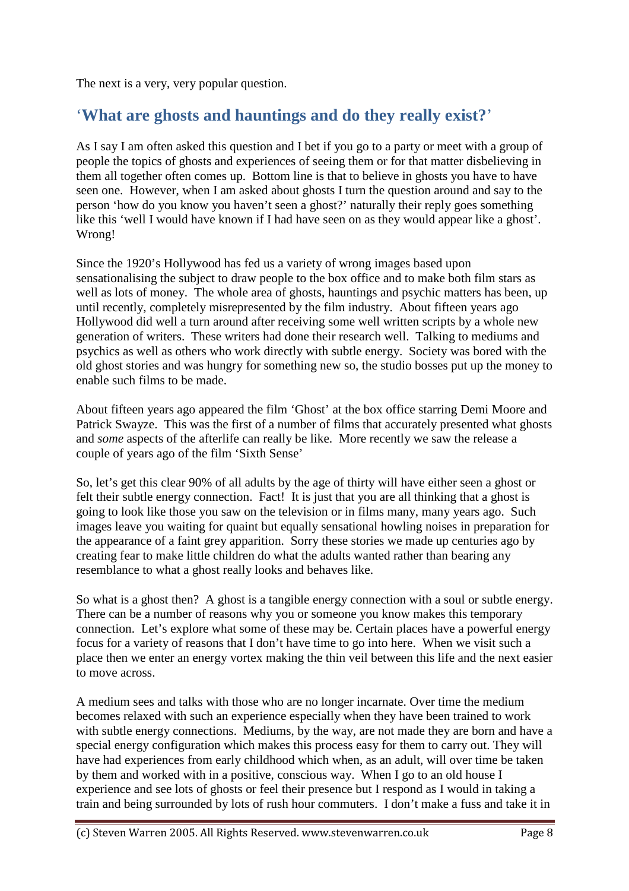The next is a very, very popular question.

## 'What are ghosts and hauntings and do they really exist?'

As I say I am often asked this question and I bet if you go to a party or meet with a group of people the topics of ghosts and experiences of seeing them or for that matter disbelieving in them all together often comes up. Bottom line is that to believe in ghosts you have to have seen one. However, when I am asked about ghosts I turn the question around and say to the person 'how do you know you haven't seen a ghost?' naturally their reply goes something like this 'well I would have known if I had have seen on as they would appear like a ghost'. Wrong!

Since the 1920's Hollywood has fed us a variety of wrong images based upon sensationalising the subject to draw people to the box office and to make both film stars as well as lots of money. The whole area of ghosts, hauntings and psychic matters has been, up until recently, completely misrepresented by the film industry. About fifteen years ago Hollywood did well a turn around after receiving some well written scripts by a whole new generation of writers. These writers had done their research well. Talking to mediums and psychics as well as others who work directly with subtle energy. Society was bored with the old ghost stories and was hungry for something new so, the studio bosses put up the money to enable such films to be made.

About fifteen years ago appeared the film 'Ghost' at the box office starring Demi Moore and Patrick Swayze. This was the first of a number of films that accurately presented what ghosts and *some* aspects of the afterlife can really be like. More recently we saw the release a couple of years ago of the film 'Sixth Sense'

So, let's get this clear 90% of all adults by the age of thirty will have either seen a ghost or felt their subtle energy connection. Fact! It is just that you are all thinking that a ghost is going to look like those you saw on the television or in films many, many years ago. Such images leave you waiting for quaint but equally sensational howling noises in preparation for the appearance of a faint grey apparition. Sorry these stories we made up centuries ago by creating fear to make little children do what the adults wanted rather than bearing any resemblance to what a ghost really looks and behaves like.

So what is a ghost then? A ghost is a tangible energy connection with a soul or subtle energy. There can be a number of reasons why you or someone you know makes this temporary connection. Let's explore what some of these may be. Certain places have a powerful energy focus for a variety of reasons that I don't have time to go into here. When we visit such a place then we enter an energy vortex making the thin veil between this life and the next easier to move across.

A medium sees and talks with those who are no longer incarnate. Over time the medium becomes relaxed with such an experience especially when they have been trained to work with subtle energy connections. Mediums, by the way, are not made they are born and have a special energy configuration which makes this process easy for them to carry out. They will have had experiences from early childhood which when, as an adult, will over time be taken by them and worked with in a positive, conscious way. When I go to an old house I experience and see lots of ghosts or feel their presence but I respond as I would in taking a train and being surrounded by lots of rush hour commuters. I don't make a fuss and take it in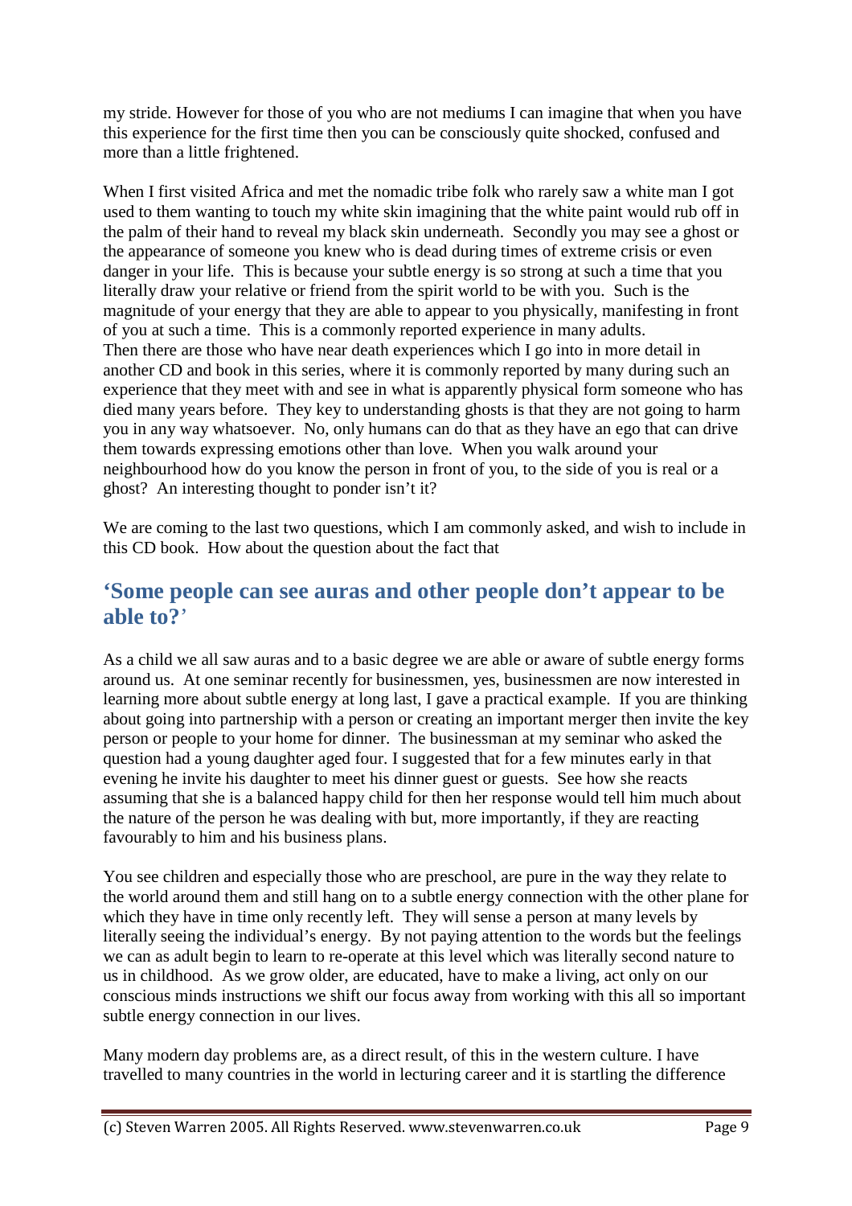my stride. However for those of you who are not mediums I can imagine that when you have this experience for the first time then you can be consciously quite shocked, confused and more than a little frightened.

When I first visited Africa and met the nomadic tribe folk who rarely saw a white man I got used to them wanting to touch my white skin imagining that the white paint would rub off in the palm of their hand to reveal my black skin underneath. Secondly you may see a ghost or the appearance of someone you knew who is dead during times of extreme crisis or even danger in your life. This is because your subtle energy is so strong at such a time that you literally draw your relative or friend from the spirit world to be with you. Such is the magnitude of your energy that they are able to appear to you physically, manifesting in front of you at such a time. This is a commonly reported experience in many adults.
Then there are those who have near death experiences which I go into in more detail in another CD and book in this series, where it is commonly reported by many during such an experience that they meet with and see in what is apparently physical form someone who has died many years before. They key to understanding ghosts is that they are not going to harm you in any way whatsoever. No, only humans can do that as they have an ego that can drive them towards expressing emotions other than love. When you walk around your neighbourhood how do you know the person in front of you, to the side of you is real or a ghost? An interesting thought to ponder isn't it?

We are coming to the last two questions, which I am commonly asked, and wish to include in this CD book. How about the question about the fact that

## 'Some people can see auras and other people don't appear to be able to?'

As a child we all saw auras and to a basic degree we are able or aware of subtle energy forms around us. At one seminar recently for businessmen, yes, businessmen are now interested in learning more about subtle energy at long last, I gave a practical example. If you are thinking about going into partnership with a person or creating an important merger then invite the key person or people to your home for dinner. The businessman at my seminar who asked the question had a young daughter aged four. I suggested that for a few minutes early in that evening he invite his daughter to meet his dinner guest or guests. See how she reacts assuming that she is a balanced happy child for then her response would tell him much about the nature of the person he was dealing with but, more importantly, if they are reacting favourably to him and his business plans.

You see children and especially those who are preschool, are pure in the way they relate to the world around them and still hang on to a subtle energy connection with the other plane for which they have in time only recently left. They will sense a person at many levels by literally seeing the individual's energy. By not paying attention to the words but the feelings we can as adult begin to learn to re-operate at this level which was literally second nature to us in childhood. As we grow older, are educated, have to make a living, act only on our conscious minds instructions we shift our focus away from working with this all so important subtle energy connection in our lives.

Many modern day problems are, as a direct result, of this in the western culture. I have travelled to many countries in the world in lecturing career and it is startling the difference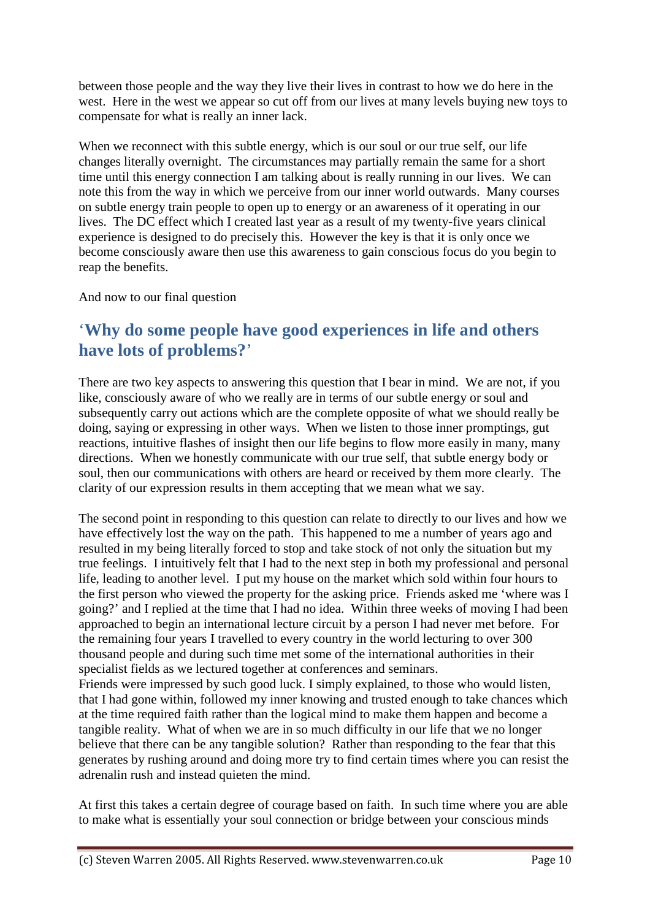between those people and the way they live their lives in contrast to how we do here in the west. Here in the west we appear so cut off from our lives at many levels buying new toys to compensate for what is really an inner lack.

When we reconnect with this subtle energy, which is our soul or our true self, our life changes literally overnight. The circumstances may partially remain the same for a short time until this energy connection I am talking about is really running in our lives. We can note this from the way in which we perceive from our inner world outwards. Many courses on subtle energy train people to open up to energy or an awareness of it operating in our lives. The DC effect which I created last year as a result of my twenty-five years clinical experience is designed to do precisely this. However the key is that it is only once we become consciously aware then use this awareness to gain conscious focus do you begin to reap the benefits.

And now to our final question

## '**Why do some people have good experiences in life and others have lots of problems?**'

There are two key aspects to answering this question that I bear in mind. We are not, if you like, consciously aware of who we really are in terms of our subtle energy or soul and subsequently carry out actions which are the complete opposite of what we should really be doing, saying or expressing in other ways. When we listen to those inner promptings, gut reactions, intuitive flashes of insight then our life begins to flow more easily in many, many directions. When we honestly communicate with our true self, that subtle energy body or soul, then our communications with others are heard or received by them more clearly. The clarity of our expression results in them accepting that we mean what we say.

The second point in responding to this question can relate to directly to our lives and how we have effectively lost the way on the path. This happened to me a number of years ago and resulted in my being literally forced to stop and take stock of not only the situation but my true feelings. I intuitively felt that I had to the next step in both my professional and personal life, leading to another level. I put my house on the market which sold within four hours to the first person who viewed the property for the asking price. Friends asked me 'where was I going?' and I replied at the time that I had no idea. Within three weeks of moving I had been approached to begin an international lecture circuit by a person I had never met before. For the remaining four years I travelled to every country in the world lecturing to over 300 thousand people and during such time met some of the international authorities in their specialist fields as we lectured together at conferences and seminars.
Friends were impressed by such good luck. I simply explained, to those who would listen, that I had gone within, followed my inner knowing and trusted enough to take chances which at the time required faith rather than the logical mind to make them happen and become a tangible reality. What of when we are in so much difficulty in our life that we no longer believe that there can be any tangible solution? Rather than responding to the fear that this generates by rushing around and doing more try to find certain times where you can resist the adrenalin rush and instead quieten the mind.

At first this takes a certain degree of courage based on faith. In such time where you are able to make what is essentially your soul connection or bridge between your conscious minds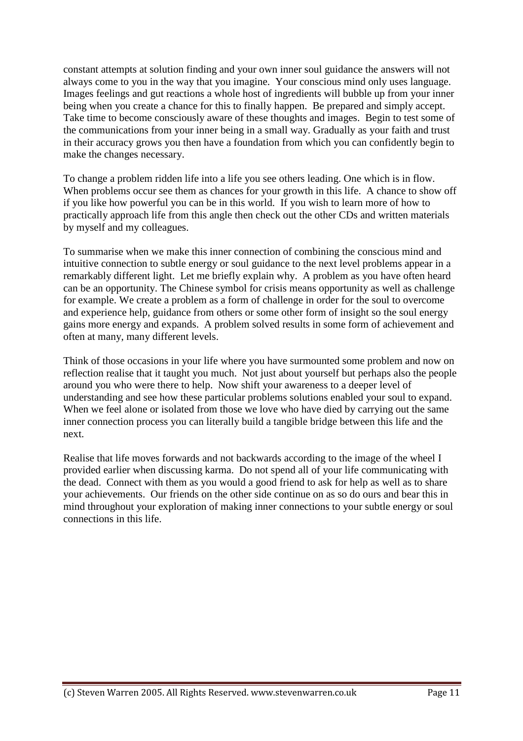constant attempts at solution finding and your own inner soul guidance the answers will not always come to you in the way that you imagine. Your conscious mind only uses language. Images feelings and gut reactions a whole host of ingredients will bubble up from your inner being when you create a chance for this to finally happen. Be prepared and simply accept. Take time to become consciously aware of these thoughts and images. Begin to test some of the communications from your inner being in a small way. Gradually as your faith and trust in their accuracy grows you then have a foundation from which you can confidently begin to make the changes necessary.

To change a problem ridden life into a life you see others leading. One which is in flow. When problems occur see them as chances for your growth in this life. A chance to show off if you like how powerful you can be in this world. If you wish to learn more of how to practically approach life from this angle then check out the other CDs and written materials by myself and my colleagues.

To summarise when we make this inner connection of combining the conscious mind and intuitive connection to subtle energy or soul guidance to the next level problems appear in a remarkably different light. Let me briefly explain why. A problem as you have often heard can be an opportunity. The Chinese symbol for crisis means opportunity as well as challenge for example. We create a problem as a form of challenge in order for the soul to overcome and experience help, guidance from others or some other form of insight so the soul energy gains more energy and expands. A problem solved results in some form of achievement and often at many, many different levels.

Think of those occasions in your life where you have surmounted some problem and now on reflection realise that it taught you much. Not just about yourself but perhaps also the people around you who were there to help. Now shift your awareness to a deeper level of understanding and see how these particular problems solutions enabled your soul to expand. When we feel alone or isolated from those we love who have died by carrying out the same inner connection process you can literally build a tangible bridge between this life and the next.

Realise that life moves forwards and not backwards according to the image of the wheel I provided earlier when discussing karma. Do not spend all of your life communicating with the dead. Connect with them as you would a good friend to ask for help as well as to share your achievements. Our friends on the other side continue on as so do ours and bear this in mind throughout your exploration of making inner connections to your subtle energy or soul connections in this life.